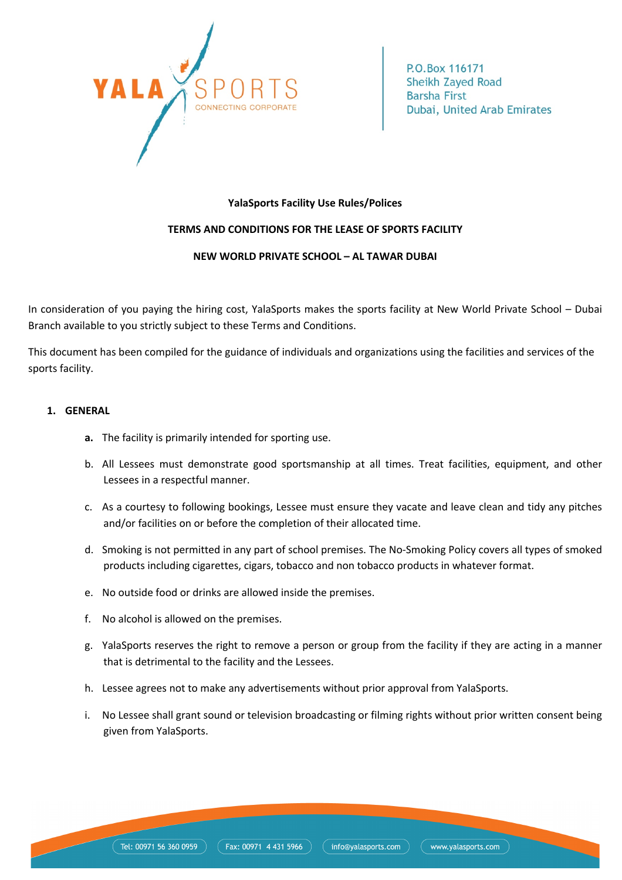YALA SPORTS
CONNECTING CORPORATE

P.O.Box 116171
Sheikh Zayed Road
Barsha First
Dubai, United Arab Emirates

**YalaSports Facility Use Rules/Polices**

**TERMS AND CONDITIONS FOR THE LEASE OF SPORTS FACILITY**

**NEW WORLD PRIVATE SCHOOL – AL TAWAR DUBAI**

In consideration of you paying the hiring cost, YalaSports makes the sports facility at New World Private School – Dubai Branch available to you strictly subject to these Terms and Conditions.

This document has been compiled for the guidance of individuals and organizations using the facilities and services of the sports facility.

## 1. GENERAL

- **a.** The facility is primarily intended for sporting use.
- b. All Lessees must demonstrate good sportsmanship at all times. Treat facilities, equipment, and other Lessees in a respectful manner.
- c. As a courtesy to following bookings, Lessee must ensure they vacate and leave clean and tidy any pitches and/or facilities on or before the completion of their allocated time.
- d. Smoking is not permitted in any part of school premises. The No-Smoking Policy covers all types of smoked products including cigarettes, cigars, tobacco and non tobacco products in whatever format.
- e. No outside food or drinks are allowed inside the premises.
- f. No alcohol is allowed on the premises.
- g. YalaSports reserves the right to remove a person or group from the facility if they are acting in a manner that is detrimental to the facility and the Lessees.
- h. Lessee agrees not to make any advertisements without prior approval from YalaSports.
- i. No Lessee shall grant sound or television broadcasting or filming rights without prior written consent being given from YalaSports.

Tel: 00971 56 360 0959 | Fax: 00971 4 431 5966 | info@yalasports.com | www.yalasports.com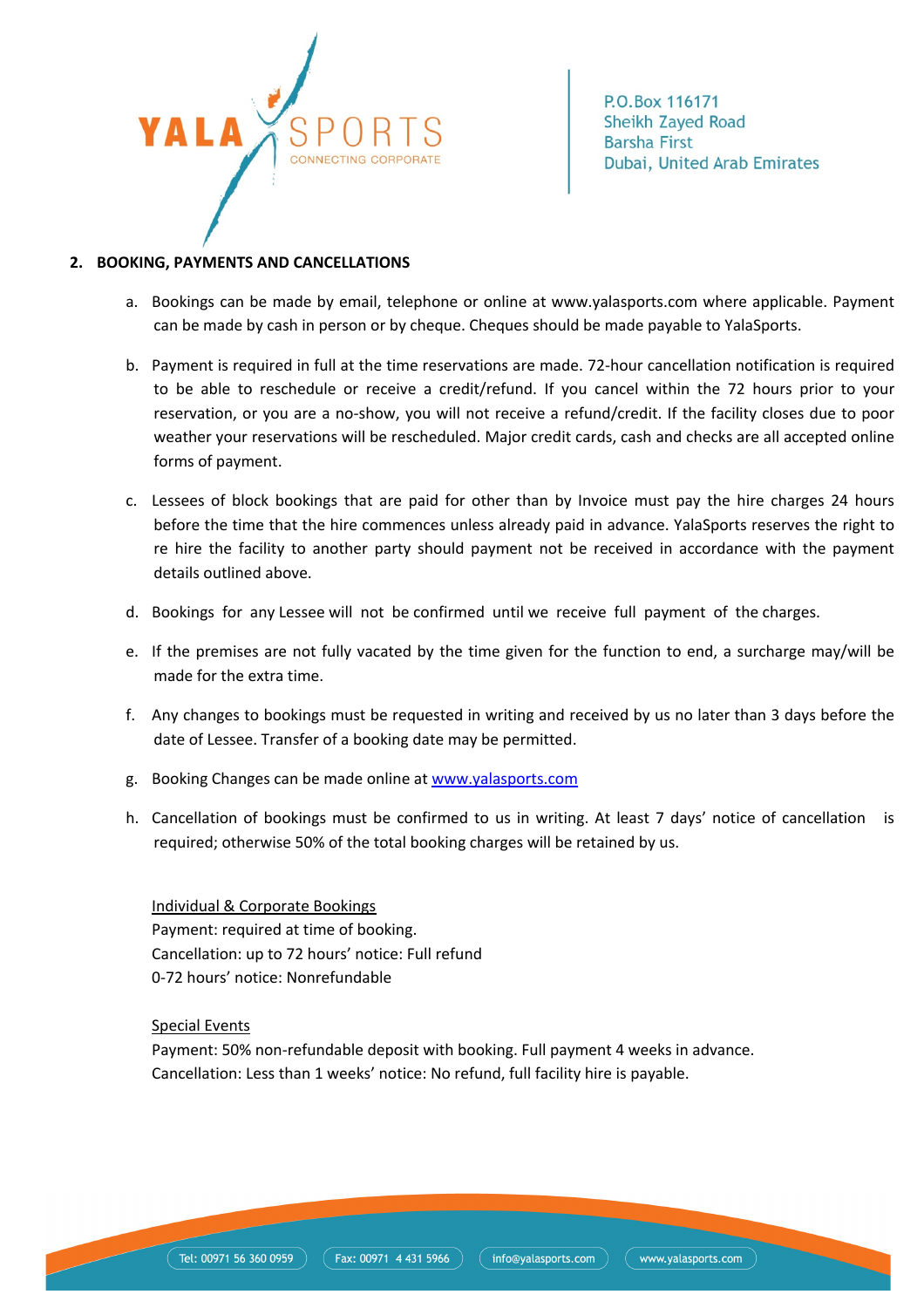## 2. BOOKING, PAYMENTS AND CANCELLATIONS

a. Bookings can be made by email, telephone or online at www.yalasports.com where applicable. Payment can be made by cash in person or by cheque. Cheques should be made payable to YalaSports.

b. Payment is required in full at the time reservations are made. 72-hour cancellation notification is required to be able to reschedule or receive a credit/refund. If you cancel within the 72 hours prior to your reservation, or you are a no-show, you will not receive a refund/credit. If the facility closes due to poor weather your reservations will be rescheduled. Major credit cards, cash and checks are all accepted online forms of payment.

c. Lessees of block bookings that are paid for other than by Invoice must pay the hire charges 24 hours before the time that the hire commences unless already paid in advance. YalaSports reserves the right to re hire the facility to another party should payment not be received in accordance with the payment details outlined above.

d. Bookings for any Lessee will not be confirmed until we receive full payment of the charges.

e. If the premises are not fully vacated by the time given for the function to end, a surcharge may/will be made for the extra time.

f. Any changes to bookings must be requested in writing and received by us no later than 3 days before the date of Lessee. Transfer of a booking date may be permitted.

g. Booking Changes can be made online at [www.yalasports.com](http://www.yalasports.com)

h. Cancellation of bookings must be confirmed to us in writing. At least 7 days' notice of cancellation is required; otherwise 50% of the total booking charges will be retained by us.

<u>Individual & Corporate Bookings</u>
Payment: required at time of booking.
Cancellation: up to 72 hours' notice: Full refund
0-72 hours' notice: Nonrefundable

<u>Special Events</u>
Payment: 50% non-refundable deposit with booking. Full payment 4 weeks in advance.
Cancellation: Less than 1 weeks' notice: No refund, full facility hire is payable.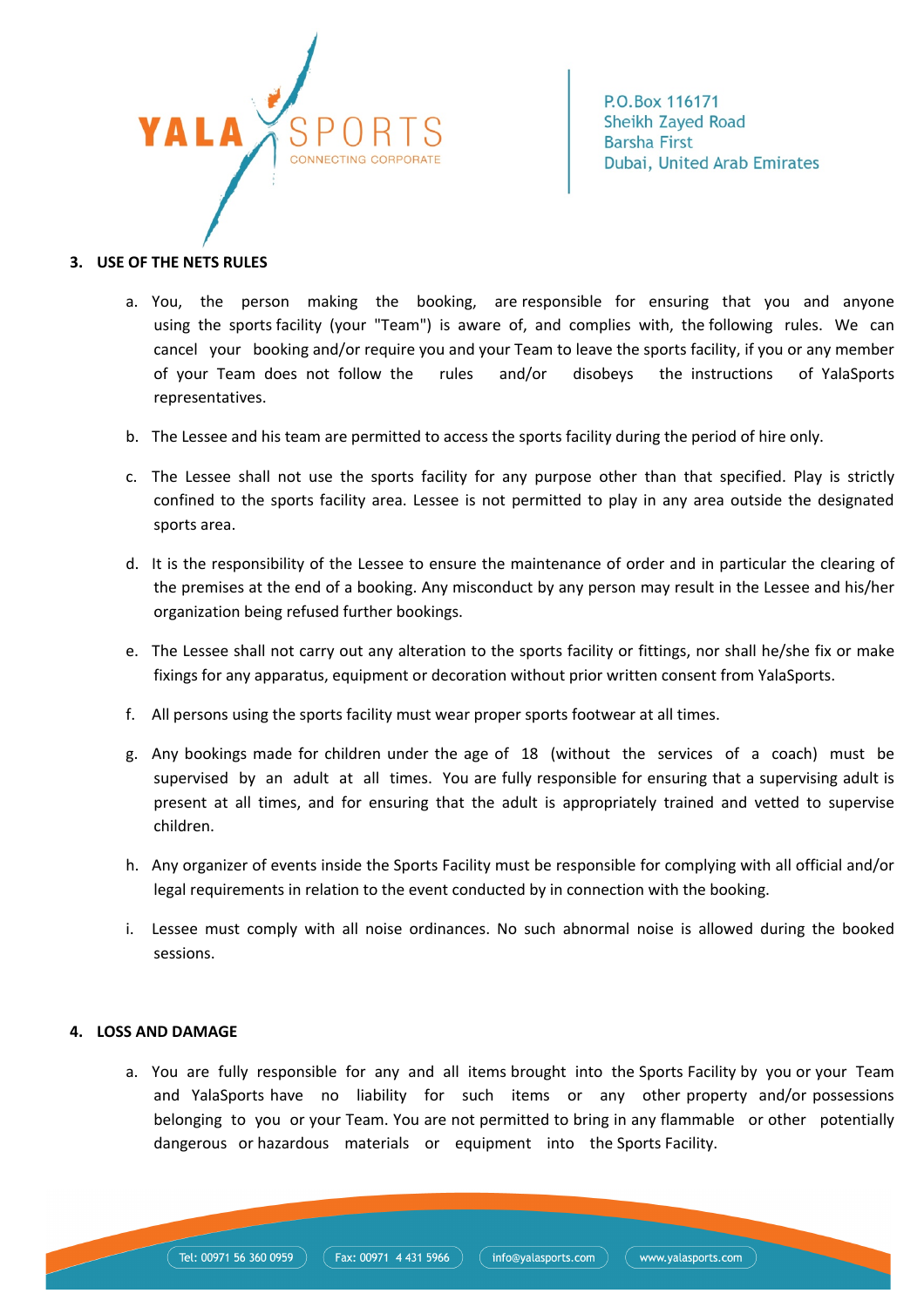## 3. USE OF THE NETS RULES

a. You, the person making the booking, are responsible for ensuring that you and anyone using the sports facility (your "Team") is aware of, and complies with, the following rules. We can cancel your booking and/or require you and your Team to leave the sports facility, if you or any member of your Team does not follow the rules and/or disobeys the instructions of YalaSports representatives.

b. The Lessee and his team are permitted to access the sports facility during the period of hire only.

c. The Lessee shall not use the sports facility for any purpose other than that specified. Play is strictly confined to the sports facility area. Lessee is not permitted to play in any area outside the designated sports area.

d. It is the responsibility of the Lessee to ensure the maintenance of order and in particular the clearing of the premises at the end of a booking. Any misconduct by any person may result in the Lessee and his/her organization being refused further bookings.

e. The Lessee shall not carry out any alteration to the sports facility or fittings, nor shall he/she fix or make fixings for any apparatus, equipment or decoration without prior written consent from YalaSports.

f. All persons using the sports facility must wear proper sports footwear at all times.

g. Any bookings made for children under the age of 18 (without the services of a coach) must be supervised by an adult at all times. You are fully responsible for ensuring that a supervising adult is present at all times, and for ensuring that the adult is appropriately trained and vetted to supervise children.

h. Any organizer of events inside the Sports Facility must be responsible for complying with all official and/or legal requirements in relation to the event conducted by in connection with the booking.

i. Lessee must comply with all noise ordinances. No such abnormal noise is allowed during the booked sessions.

## 4. LOSS AND DAMAGE

a. You are fully responsible for any and all items brought into the Sports Facility by you or your Team and YalaSports have no liability for such items or any other property and/or possessions belonging to you or your Team. You are not permitted to bring in any flammable or other potentially dangerous or hazardous materials or equipment into the Sports Facility.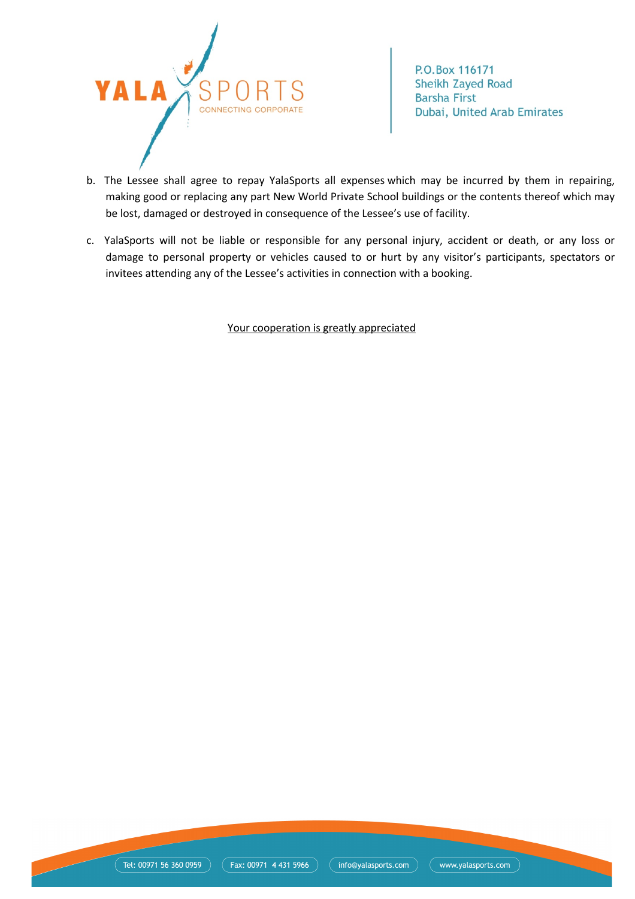b. The Lessee shall agree to repay YalaSports all expenses which may be incurred by them in repairing, making good or replacing any part New World Private School buildings or the contents thereof which may be lost, damaged or destroyed in consequence of the Lessee's use of facility.

c. YalaSports will not be liable or responsible for any personal injury, accident or death, or any loss or damage to personal property or vehicles caused to or hurt by any visitor's participants, spectators or invitees attending any of the Lessee's activities in connection with a booking.

<u>Your cooperation is greatly appreciated</u>